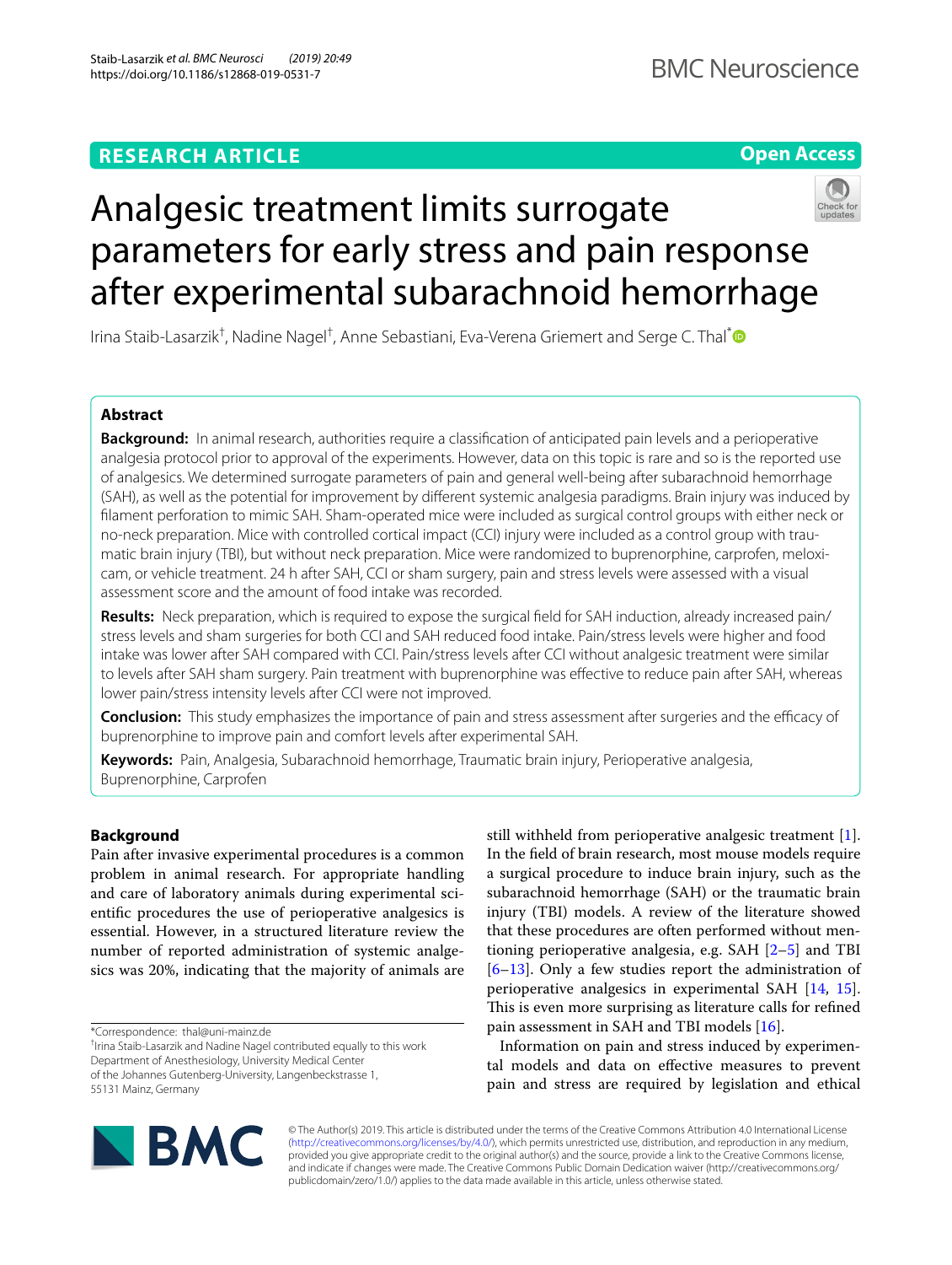RESEARCH ARTICLE

Open Access

# Analgesic treatment limits surrogate parameters for early stress and pain response after experimental subarachnoid hemorrhage

Irina Staib-Lasarzik[†], Nadine Nagel[†], Anne Sebastiani, Eva-Verena Griemert and Serge C. Thal[*]

## Abstract

**Background:** In animal research, authorities require a classification of anticipated pain levels and a perioperative analgesia protocol prior to approval of the experiments. However, data on this topic is rare and so is the reported use of analgesics. We determined surrogate parameters of pain and general well-being after subarachnoid hemorrhage (SAH), as well as the potential for improvement by different systemic analgesia paradigms. Brain injury was induced by filament perforation to mimic SAH. Sham-operated mice were included as surgical control groups with either neck or no-neck preparation. Mice with controlled cortical impact (CCI) injury were included as a control group with traumatic brain injury (TBI), but without neck preparation. Mice were randomized to buprenorphine, carprofen, meloxicam, or vehicle treatment. 24 h after SAH, CCI or sham surgery, pain and stress levels were assessed with a visual assessment score and the amount of food intake was recorded.

**Results:** Neck preparation, which is required to expose the surgical field for SAH induction, already increased pain/stress levels and sham surgeries for both CCI and SAH reduced food intake. Pain/stress levels were higher and food intake was lower after SAH compared with CCI. Pain/stress levels after CCI without analgesic treatment were similar to levels after SAH sham surgery. Pain treatment with buprenorphine was effective to reduce pain after SAH, whereas lower pain/stress intensity levels after CCI were not improved.

**Conclusion:** This study emphasizes the importance of pain and stress assessment after surgeries and the efficacy of buprenorphine to improve pain and comfort levels after experimental SAH.

**Keywords:** Pain, Analgesia, Subarachnoid hemorrhage, Traumatic brain injury, Perioperative analgesia, Buprenorphine, Carprofen

## Background

Pain after invasive experimental procedures is a common problem in animal research. For appropriate handling and care of laboratory animals during experimental scientific procedures the use of perioperative analgesics is essential. However, in a structured literature review the number of reported administration of systemic analgesics was 20%, indicating that the majority of animals are still withheld from perioperative analgesic treatment [1]. In the field of brain research, most mouse models require a surgical procedure to induce brain injury, such as the subarachnoid hemorrhage (SAH) or the traumatic brain injury (TBI) models. A review of the literature showed that these procedures are often performed without mentioning perioperative analgesia, e.g. SAH [2–5] and TBI [6–13]. Only a few studies report the administration of perioperative analgesics in experimental SAH [14, 15]. This is even more surprising as literature calls for refined pain assessment in SAH and TBI models [16].

Information on pain and stress induced by experimental models and data on effective measures to prevent pain and stress are required by legislation and ethical

*Correspondence: thal@uni-mainz.de

[†]Irina Staib-Lasarzik and Nadine Nagel contributed equally to this work

Department of Anesthesiology, University Medical Center of the Johannes Gutenberg-University, Langenbeckstrasse 1, 55131 Mainz, Germany

© The Author(s) 2019. This article is distributed under the terms of the Creative Commons Attribution 4.0 International License (http://creativecommons.org/licenses/by/4.0/), which permits unrestricted use, distribution, and reproduction in any medium, provided you give appropriate credit to the original author(s) and the source, provide a link to the Creative Commons license, and indicate if changes were made. The Creative Commons Public Domain Dedication waiver (http://creativecommons.org/publicdomain/zero/1.0/) applies to the data made available in this article, unless otherwise stated.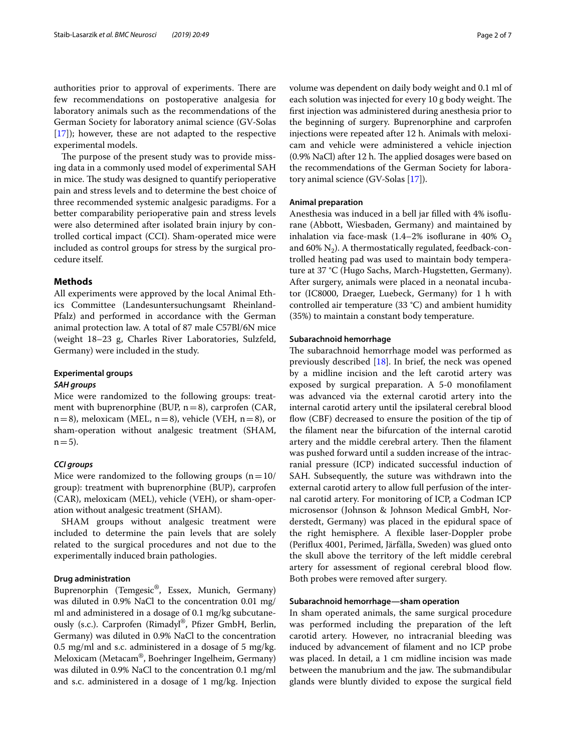authorities prior to approval of experiments. There are few recommendations on postoperative analgesia for laboratory animals such as the recommendations of the German Society for laboratory animal science (GV-Solas [17]); however, these are not adapted to the respective experimental models.

The purpose of the present study was to provide missing data in a commonly used model of experimental SAH in mice. The study was designed to quantify perioperative pain and stress levels and to determine the best choice of three recommended systemic analgesic paradigms. For a better comparability perioperative pain and stress levels were also determined after isolated brain injury by controlled cortical impact (CCI). Sham-operated mice were included as control groups for stress by the surgical procedure itself.

## Methods

All experiments were approved by the local Animal Ethics Committee (Landesuntersuchungsamt Rheinland-Pfalz) and performed in accordance with the German animal protection law. A total of 87 male C57Bl/6N mice (weight 18–23 g, Charles River Laboratories, Sulzfeld, Germany) were included in the study.

### Experimental groups

#### *SAH groups*

Mice were randomized to the following groups: treatment with buprenorphine (BUP, n = 8), carprofen (CAR, n = 8), meloxicam (MEL, n = 8), vehicle (VEH, n = 8), or sham-operation without analgesic treatment (SHAM, n = 5).

#### *CCI groups*

Mice were randomized to the following groups (n = 10/group): treatment with buprenorphine (BUP), carprofen (CAR), meloxicam (MEL), vehicle (VEH), or sham-operation without analgesic treatment (SHAM).

SHAM groups without analgesic treatment were included to determine the pain levels that are solely related to the surgical procedures and not due to the experimentally induced brain pathologies.

### Drug administration

Buprenorphin (Temgesic®, Essex, Munich, Germany) was diluted in 0.9% NaCl to the concentration 0.01 mg/ml and administered in a dosage of 0.1 mg/kg subcutaneously (s.c.). Carprofen (Rimadyl®, Pfizer GmbH, Berlin, Germany) was diluted in 0.9% NaCl to the concentration 0.5 mg/ml and s.c. administered in a dosage of 5 mg/kg. Meloxicam (Metacam®, Boehringer Ingelheim, Germany) was diluted in 0.9% NaCl to the concentration 0.1 mg/ml and s.c. administered in a dosage of 1 mg/kg. Injection volume was dependent on daily body weight and 0.1 ml of each solution was injected for every 10 g body weight. The first injection was administered during anesthesia prior to the beginning of surgery. Buprenorphine and carprofen injections were repeated after 12 h. Animals with meloxicam and vehicle were administered a vehicle injection (0.9% NaCl) after 12 h. The applied dosages were based on the recommendations of the German Society for laboratory animal science (GV-Solas [17]).

### Animal preparation

Anesthesia was induced in a bell jar filled with 4% isoflurane (Abbott, Wiesbaden, Germany) and maintained by inhalation via face-mask (1.4–2% isoflurane in 40% $O_2$ and 60% $N_2$). A thermostatically regulated, feedback-controlled heating pad was used to maintain body temperature at 37 °C (Hugo Sachs, March-Hugstetten, Germany). After surgery, animals were placed in a neonatal incubator (IC8000, Draeger, Luebeck, Germany) for 1 h with controlled air temperature (33 °C) and ambient humidity (35%) to maintain a constant body temperature.

### Subarachnoid hemorrhage

The subarachnoid hemorrhage model was performed as previously described [18]. In brief, the neck was opened by a midline incision and the left carotid artery was exposed by surgical preparation. A 5-0 monofilament was advanced via the external carotid artery into the internal carotid artery until the ipsilateral cerebral blood flow (CBF) decreased to ensure the position of the tip of the filament near the bifurcation of the internal carotid artery and the middle cerebral artery. Then the filament was pushed forward until a sudden increase of the intracranial pressure (ICP) indicated successful induction of SAH. Subsequently, the suture was withdrawn into the external carotid artery to allow full perfusion of the internal carotid artery. For monitoring of ICP, a Codman ICP microsensor (Johnson & Johnson Medical GmbH, Norderstedt, Germany) was placed in the epidural space of the right hemisphere. A flexible laser-Doppler probe (Periflux 4001, Perimed, Järfälla, Sweden) was glued onto the skull above the territory of the left middle cerebral artery for assessment of regional cerebral blood flow. Both probes were removed after surgery.

### Subarachnoid hemorrhage—sham operation

In sham operated animals, the same surgical procedure was performed including the preparation of the left carotid artery. However, no intracranial bleeding was induced by advancement of filament and no ICP probe was placed. In detail, a 1 cm midline incision was made between the manubrium and the jaw. The submandibular glands were bluntly divided to expose the surgical field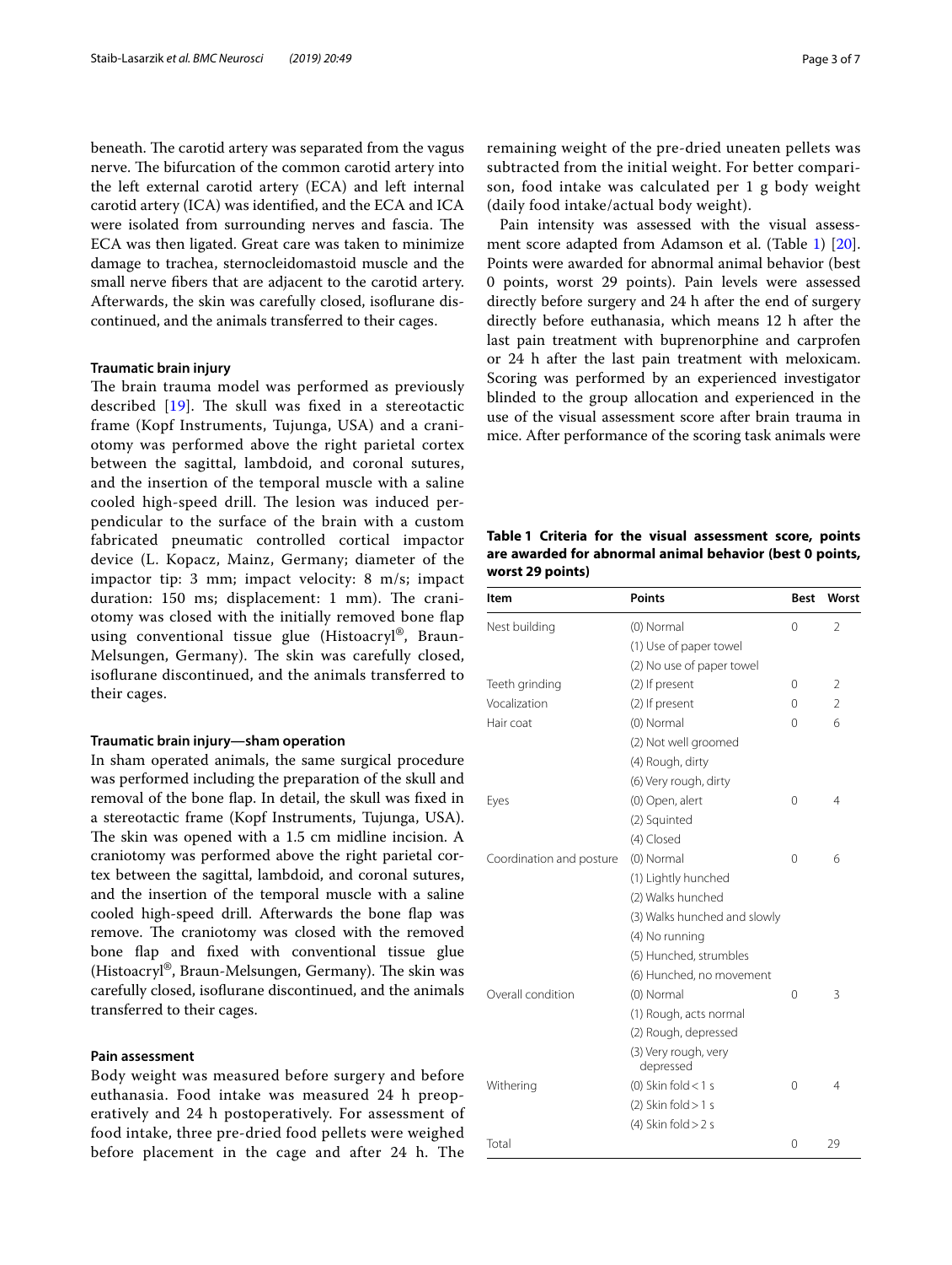beneath. The carotid artery was separated from the vagus nerve. The bifurcation of the common carotid artery into the left external carotid artery (ECA) and left internal carotid artery (ICA) was identified, and the ECA and ICA were isolated from surrounding nerves and fascia. The ECA was then ligated. Great care was taken to minimize damage to trachea, sternocleidomastoid muscle and the small nerve fibers that are adjacent to the carotid artery. Afterwards, the skin was carefully closed, isoflurane discontinued, and the animals transferred to their cages.

### Traumatic brain injury

The brain trauma model was performed as previously described [19]. The skull was fixed in a stereotactic frame (Kopf Instruments, Tujunga, USA) and a craniotomy was performed above the right parietal cortex between the sagittal, lambdoid, and coronal sutures, and the insertion of the temporal muscle with a saline cooled high-speed drill. The lesion was induced perpendicular to the surface of the brain with a custom fabricated pneumatic controlled cortical impactor device (L. Kopacz, Mainz, Germany; diameter of the impactor tip: 3 mm; impact velocity: 8 m/s; impact duration: 150 ms; displacement: 1 mm). The craniotomy was closed with the initially removed bone flap using conventional tissue glue (Histoacryl®, Braun-Melsungen, Germany). The skin was carefully closed, isoflurane discontinued, and the animals transferred to their cages.

### Traumatic brain injury—sham operation

In sham operated animals, the same surgical procedure was performed including the preparation of the skull and removal of the bone flap. In detail, the skull was fixed in a stereotactic frame (Kopf Instruments, Tujunga, USA). The skin was opened with a 1.5 cm midline incision. A craniotomy was performed above the right parietal cortex between the sagittal, lambdoid, and coronal sutures, and the insertion of the temporal muscle with a saline cooled high-speed drill. Afterwards the bone flap was remove. The craniotomy was closed with the removed bone flap and fixed with conventional tissue glue (Histoacryl®, Braun-Melsungen, Germany). The skin was carefully closed, isoflurane discontinued, and the animals transferred to their cages.

### Pain assessment

Body weight was measured before surgery and before euthanasia. Food intake was measured 24 h preoperatively and 24 h postoperatively. For assessment of food intake, three pre-dried food pellets were weighed before placement in the cage and after 24 h. The remaining weight of the pre-dried uneaten pellets was subtracted from the initial weight. For better comparison, food intake was calculated per 1 g body weight (daily food intake/actual body weight).

Pain intensity was assessed with the visual assessment score adapted from Adamson et al. (Table 1) [20]. Points were awarded for abnormal animal behavior (best 0 points, worst 29 points). Pain levels were assessed directly before surgery and 24 h after the end of surgery directly before euthanasia, which means 12 h after the last pain treatment with buprenorphine and carprofen or 24 h after the last pain treatment with meloxicam. Scoring was performed by an experienced investigator blinded to the group allocation and experienced in the use of the visual assessment score after brain trauma in mice. After performance of the scoring task animals were

**Table 1 Criteria for the visual assessment score, points are awarded for abnormal animal behavior (best 0 points, worst 29 points)**

| Item | Points | Best | Worst |
|---|---|---|---|
| Nest building | (0) Normal | 0 | 2 |
| | (1) Use of paper towel | | |
| | (2) No use of paper towel | | |
| Teeth grinding | (2) If present | 0 | 2 |
| Vocalization | (2) If present | 0 | 2 |
| Hair coat | (0) Normal | 0 | 6 |
| | (2) Not well groomed | | |
| | (4) Rough, dirty | | |
| | (6) Very rough, dirty | | |
| Eyes | (0) Open, alert | 0 | 4 |
| | (2) Squinted | | |
| | (4) Closed | | |
| Coordination and posture | (0) Normal | 0 | 6 |
| | (1) Lightly hunched | | |
| | (2) Walks hunched | | |
| | (3) Walks hunched and slowly | | |
| | (4) No running | | |
| | (5) Hunched, strumbles | | |
| | (6) Hunched, no movement | | |
| Overall condition | (0) Normal | 0 | 3 |
| | (1) Rough, acts normal | | |
| | (2) Rough, depressed | | |
| | (3) Very rough, very depressed | | |
| Withering | (0) Skin fold < 1 s | 0 | 4 |
| | (2) Skin fold > 1 s | | |
| | (4) Skin fold > 2 s | | |
| Total | | 0 | 29 |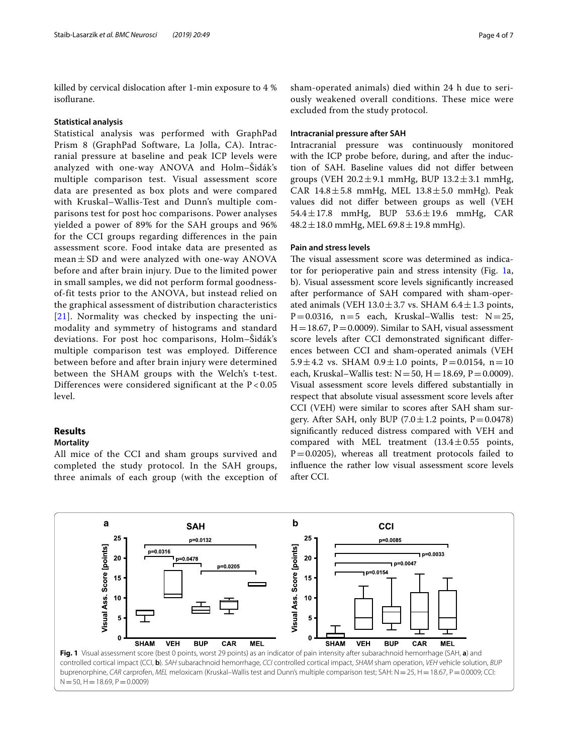killed by cervical dislocation after 1-min exposure to 4 % isoflurane.

### Statistical analysis

Statistical analysis was performed with GraphPad Prism 8 (GraphPad Software, La Jolla, CA). Intracranial pressure at baseline and peak ICP levels were analyzed with one-way ANOVA and Holm–Šidák's multiple comparison test. Visual assessment score data are presented as box plots and were compared with Kruskal–Wallis-Test and Dunn's multiple comparisons test for post hoc comparisons. Power analyses yielded a power of 89% for the SAH groups and 96% for the CCI groups regarding differences in the pain assessment score. Food intake data are presented as mean ± SD and were analyzed with one-way ANOVA before and after brain injury. Due to the limited power in small samples, we did not perform formal goodness-of-fit tests prior to the ANOVA, but instead relied on the graphical assessment of distribution characteristics [21]. Normality was checked by inspecting the unimodality and symmetry of histograms and standard deviations. For post hoc comparisons, Holm–Šidák's multiple comparison test was employed. Difference between before and after brain injury were determined between the SHAM groups with the Welch's t-test. Differences were considered significant at the $P < 0.05$ level.

## Results

### Mortality

All mice of the CCI and sham groups survived and completed the study protocol. In the SAH groups, three animals of each group (with the exception of sham-operated animals) died within 24 h due to seriously weakened overall conditions. These mice were excluded from the study protocol.

### Intracranial pressure after SAH

Intracranial pressure was continuously monitored with the ICP probe before, during, and after the induction of SAH. Baseline values did not differ between groups (VEH 20.2 ± 9.1 mmHg, BUP 13.2 ± 3.1 mmHg, CAR 14.8 ± 5.8 mmHg, MEL 13.8 ± 5.0 mmHg). Peak values did not differ between groups as well (VEH 54.4 ± 17.8 mmHg, BUP 53.6 ± 19.6 mmHg, CAR 48.2 ± 18.0 mmHg, MEL 69.8 ± 19.8 mmHg).

### Pain and stress levels

The visual assessment score was determined as indicator for perioperative pain and stress intensity (Fig. 1a, b). Visual assessment score levels significantly increased after performance of SAH compared with sham-operated animals (VEH 13.0 ± 3.7 vs. SHAM 6.4 ± 1.3 points, $P = 0.0316$, $n = 5$ each, Kruskal–Wallis test: $N = 25$, $H = 18.67$, $P = 0.0009$). Similar to SAH, visual assessment score levels after CCI demonstrated significant differences between CCI and sham-operated animals (VEH 5.9 ± 4.2 vs. SHAM 0.9 ± 1.0 points, $P = 0.0154$, $n = 10$ each, Kruskal–Wallis test: $N = 50$, $H = 18.69$, $P = 0.0009$). Visual assessment score levels differed substantially in respect that absolute visual assessment score levels after CCI (VEH) were similar to scores after SAH sham surgery. After SAH, only BUP (7.0 ± 1.2 points, $P = 0.0478$) significantly reduced distress compared with VEH and compared with MEL treatment (13.4 ± 0.55 points, $P = 0.0205$), whereas all treatment protocols failed to influence the rather low visual assessment score levels after CCI.

**Fig. 1** Visual assessment score (best 0 points, worst 29 points) as an indicator of pain intensity after subarachnoid hemorrhage (SAH, **a**) and controlled cortical impact (CCI, **b**). *SAH* subarachnoid hemorrhage, *CCI* controlled cortical impact, *SHAM* sham operation, *VEH* vehicle solution, *BUP* buprenorphine, *CAR* carprofen, *MEL* meloxicam (Kruskal–Wallis test and Dunn's multiple comparison test; SAH: $N = 25$, $H = 18.67$, $P = 0.0009$; CCI: $N = 50$, $H = 18.69$, $P = 0.0009$)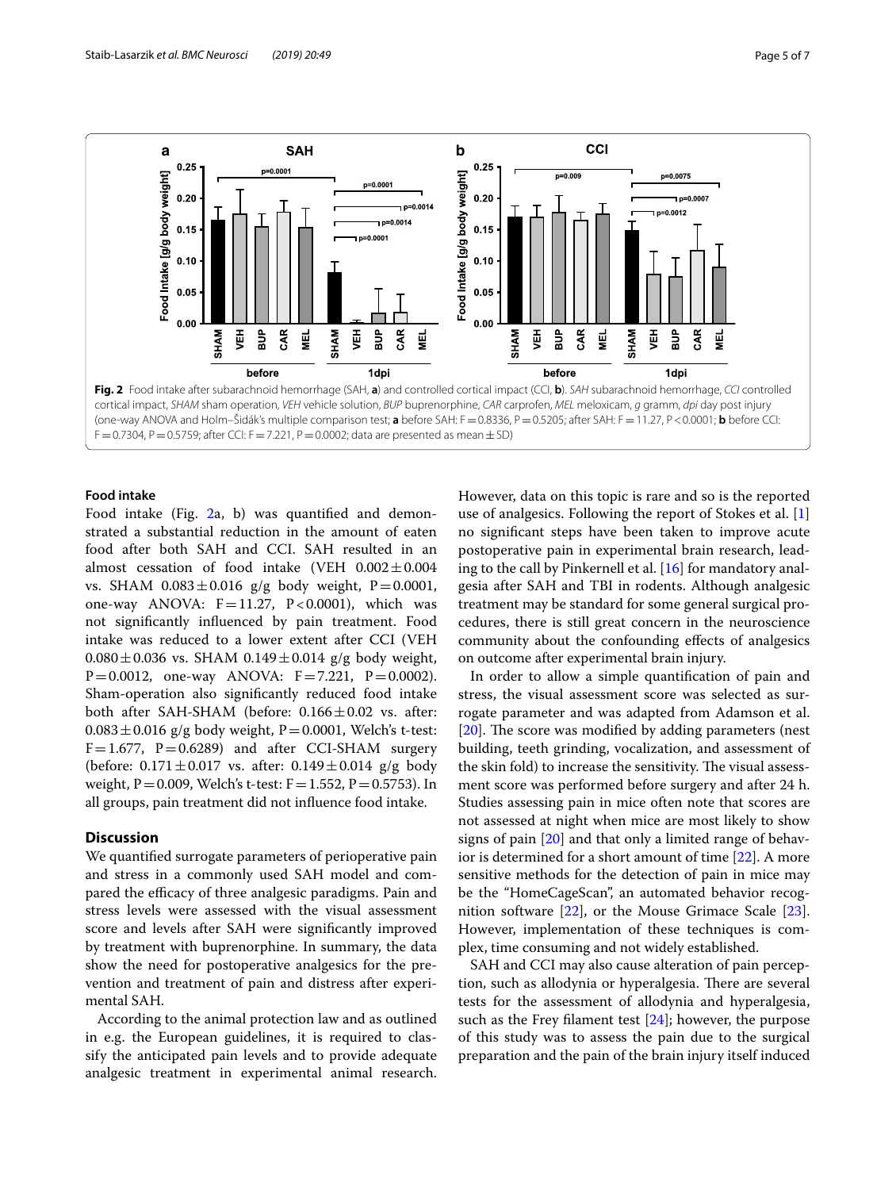**Fig. 2** Food intake after subarachnoid hemorrhage (SAH, **a**) and controlled cortical impact (CCI, **b**). *SAH* subarachnoid hemorrhage, *CCI* controlled cortical impact, *SHAM* sham operation, *VEH* vehicle solution, *BUP* buprenorphine, *CAR* carprofen, *MEL* meloxicam, *g* gramm, *dpi* day post injury (one-way ANOVA and Holm–Šidák's multiple comparison test; **a** before SAH: F = 0.8336, P = 0.5205; after SAH: F = 11.27, P < 0.0001; **b** before CCI: F = 0.7304, P = 0.5759; after CCI: F = 7.221, P = 0.0002; data are presented as mean ± SD)

### Food intake

Food intake (Fig. 2a, b) was quantified and demonstrated a substantial reduction in the amount of eaten food after both SAH and CCI. SAH resulted in an almost cessation of food intake (VEH 0.002 ± 0.004 vs. SHAM 0.083 ± 0.016 g/g body weight, P = 0.0001, one-way ANOVA: F = 11.27, P < 0.0001), which was not significantly influenced by pain treatment. Food intake was reduced to a lower extent after CCI (VEH 0.080 ± 0.036 vs. SHAM 0.149 ± 0.014 g/g body weight, P = 0.0012, one-way ANOVA: F = 7.221, P = 0.0002). Sham-operation also significantly reduced food intake both after SAH-SHAM (before: 0.166 ± 0.02 vs. after: 0.083 ± 0.016 g/g body weight, P = 0.0001, Welch's t-test: F = 1.677, P = 0.6289) and after CCI-SHAM surgery (before: 0.171 ± 0.017 vs. after: 0.149 ± 0.014 g/g body weight, P = 0.009, Welch's t-test: F = 1.552, P = 0.5753). In all groups, pain treatment did not influence food intake.

## Discussion

We quantified surrogate parameters of perioperative pain and stress in a commonly used SAH model and compared the efficacy of three analgesic paradigms. Pain and stress levels were assessed with the visual assessment score and levels after SAH were significantly improved by treatment with buprenorphine. In summary, the data show the need for postoperative analgesics for the prevention and treatment of pain and distress after experimental SAH.

According to the animal protection law and as outlined in e.g. the European guidelines, it is required to classify the anticipated pain levels and to provide adequate analgesic treatment in experimental animal research. However, data on this topic is rare and so is the reported use of analgesics. Following the report of Stokes et al. [1] no significant steps have been taken to improve acute postoperative pain in experimental brain research, leading to the call by Pinkernell et al. [16] for mandatory analgesia after SAH and TBI in rodents. Although analgesic treatment may be standard for some general surgical procedures, there is still great concern in the neuroscience community about the confounding effects of analgesics on outcome after experimental brain injury.

In order to allow a simple quantification of pain and stress, the visual assessment score was selected as surrogate parameter and was adapted from Adamson et al. [20]. The score was modified by adding parameters (nest building, teeth grinding, vocalization, and assessment of the skin fold) to increase the sensitivity. The visual assessment score was performed before surgery and after 24 h. Studies assessing pain in mice often note that scores are not assessed at night when mice are most likely to show signs of pain [20] and that only a limited range of behavior is determined for a short amount of time [22]. A more sensitive methods for the detection of pain in mice may be the "HomeCageScan", an automated behavior recognition software [22], or the Mouse Grimace Scale [23]. However, implementation of these techniques is complex, time consuming and not widely established.

SAH and CCI may also cause alteration of pain perception, such as allodynia or hyperalgesia. There are several tests for the assessment of allodynia and hyperalgesia, such as the Frey filament test [24]; however, the purpose of this study was to assess the pain due to the surgical preparation and the pain of the brain injury itself induced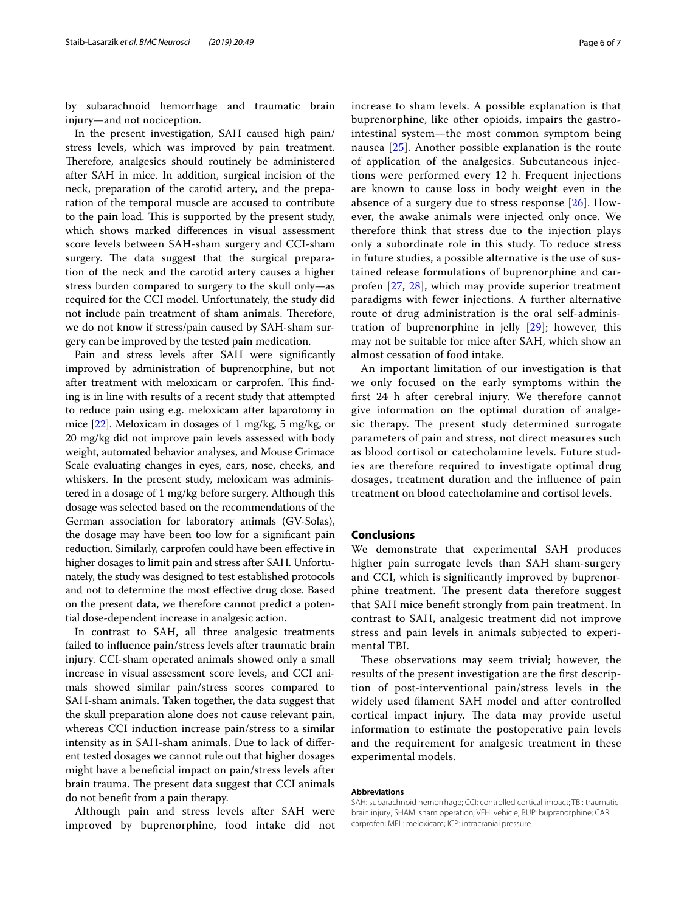by subarachnoid hemorrhage and traumatic brain injury—and not nociception.

In the present investigation, SAH caused high pain/stress levels, which was improved by pain treatment. Therefore, analgesics should routinely be administered after SAH in mice. In addition, surgical incision of the neck, preparation of the carotid artery, and the preparation of the temporal muscle are accused to contribute to the pain load. This is supported by the present study, which shows marked differences in visual assessment score levels between SAH-sham surgery and CCI-sham surgery. The data suggest that the surgical preparation of the neck and the carotid artery causes a higher stress burden compared to surgery to the skull only—as required for the CCI model. Unfortunately, the study did not include pain treatment of sham animals. Therefore, we do not know if stress/pain caused by SAH-sham surgery can be improved by the tested pain medication.

Pain and stress levels after SAH were significantly improved by administration of buprenorphine, but not after treatment with meloxicam or carprofen. This finding is in line with results of a recent study that attempted to reduce pain using e.g. meloxicam after laparotomy in mice [22]. Meloxicam in dosages of 1 mg/kg, 5 mg/kg, or 20 mg/kg did not improve pain levels assessed with body weight, automated behavior analyses, and Mouse Grimace Scale evaluating changes in eyes, ears, nose, cheeks, and whiskers. In the present study, meloxicam was administered in a dosage of 1 mg/kg before surgery. Although this dosage was selected based on the recommendations of the German association for laboratory animals (GV-Solas), the dosage may have been too low for a significant pain reduction. Similarly, carprofen could have been effective in higher dosages to limit pain and stress after SAH. Unfortunately, the study was designed to test established protocols and not to determine the most effective drug dose. Based on the present data, we therefore cannot predict a potential dose-dependent increase in analgesic action.

In contrast to SAH, all three analgesic treatments failed to influence pain/stress levels after traumatic brain injury. CCI-sham operated animals showed only a small increase in visual assessment score levels, and CCI animals showed similar pain/stress scores compared to SAH-sham animals. Taken together, the data suggest that the skull preparation alone does not cause relevant pain, whereas CCI induction increase pain/stress to a similar intensity as in SAH-sham animals. Due to lack of different tested dosages we cannot rule out that higher dosages might have a beneficial impact on pain/stress levels after brain trauma. The present data suggest that CCI animals do not benefit from a pain therapy.

Although pain and stress levels after SAH were improved by buprenorphine, food intake did not increase to sham levels. A possible explanation is that buprenorphine, like other opioids, impairs the gastrointestinal system—the most common symptom being nausea [25]. Another possible explanation is the route of application of the analgesics. Subcutaneous injections were performed every 12 h. Frequent injections are known to cause loss in body weight even in the absence of a surgery due to stress response [26]. However, the awake animals were injected only once. We therefore think that stress due to the injection plays only a subordinate role in this study. To reduce stress in future studies, a possible alternative is the use of sustained release formulations of buprenorphine and carprofen [27, 28], which may provide superior treatment paradigms with fewer injections. A further alternative route of drug administration is the oral self-administration of buprenorphine in jelly [29]; however, this may not be suitable for mice after SAH, which show an almost cessation of food intake.

An important limitation of our investigation is that we only focused on the early symptoms within the first 24 h after cerebral injury. We therefore cannot give information on the optimal duration of analgesic therapy. The present study determined surrogate parameters of pain and stress, not direct measures such as blood cortisol or catecholamine levels. Future studies are therefore required to investigate optimal drug dosages, treatment duration and the influence of pain treatment on blood catecholamine and cortisol levels.

## Conclusions

We demonstrate that experimental SAH produces higher pain surrogate levels than SAH sham-surgery and CCI, which is significantly improved by buprenorphine treatment. The present data therefore suggest that SAH mice benefit strongly from pain treatment. In contrast to SAH, analgesic treatment did not improve stress and pain levels in animals subjected to experimental TBI.

These observations may seem trivial; however, the results of the present investigation are the first description of post-interventional pain/stress levels in the widely used filament SAH model and after controlled cortical impact injury. The data may provide useful information to estimate the postoperative pain levels and the requirement for analgesic treatment in these experimental models.

#### Abbreviations

SAH: subarachnoid hemorrhage; CCI: controlled cortical impact; TBI: traumatic brain injury; SHAM: sham operation; VEH: vehicle; BUP: buprenorphine; CAR: carprofen; MEL: meloxicam; ICP: intracranial pressure.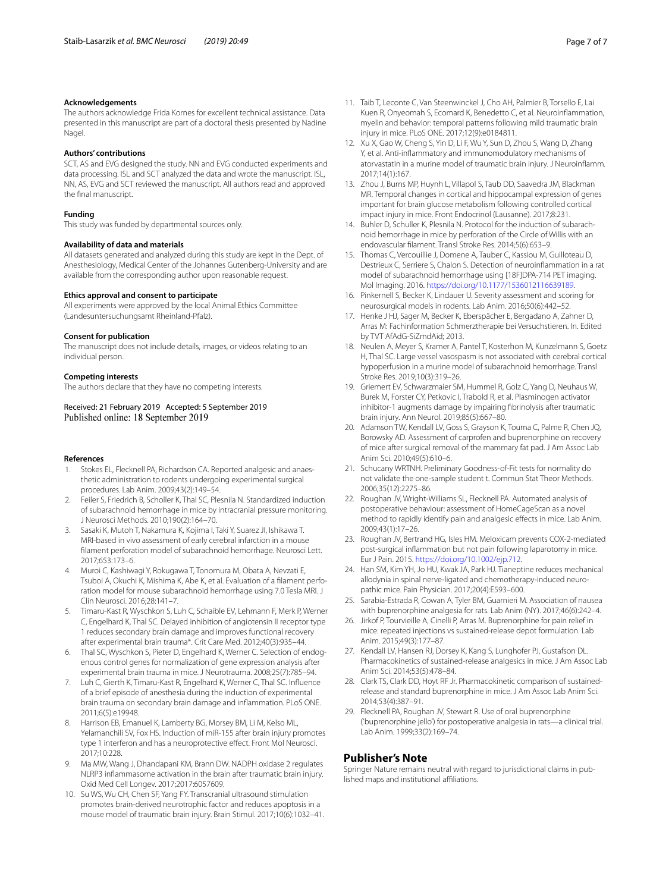#### Acknowledgements

The authors acknowledge Frida Kornes for excellent technical assistance. Data presented in this manuscript are part of a doctoral thesis presented by Nadine Nagel.

#### Authors' contributions

SCT, AS and EVG designed the study. NN and EVG conducted experiments and data processing. ISL and SCT analyzed the data and wrote the manuscript. ISL, NN, AS, EVG and SCT reviewed the manuscript. All authors read and approved the final manuscript.

#### Funding

This study was funded by departmental sources only.

#### Availability of data and materials

All datasets generated and analyzed during this study are kept in the Dept. of Anesthesiology, Medical Center of the Johannes Gutenberg-University and are available from the corresponding author upon reasonable request.

#### Ethics approval and consent to participate

All experiments were approved by the local Animal Ethics Committee (Landesuntersuchungsamt Rheinland-Pfalz).

#### Consent for publication

The manuscript does not include details, images, or videos relating to an individual person.

#### Competing interests

The authors declare that they have no competing interests.

Received: 21 February 2019 Accepted: 5 September 2019
Published online: 18 September 2019

#### References

1. Stokes EL, Flecknell PA, Richardson CA. Reported analgesic and anaesthetic administration to rodents undergoing experimental surgical procedures. Lab Anim. 2009;43(2):149–54.
2. Feiler S, Friedrich B, Scholler K, Thal SC, Plesnila N. Standardized induction of subarachnoid hemorrhage in mice by intracranial pressure monitoring. J Neurosci Methods. 2010;190(2):164–70.
3. Sasaki K, Mutoh T, Nakamura K, Kojima I, Taki Y, Suarez JI, Ishikawa T. MRI-based in vivo assessment of early cerebral infarction in a mouse filament perforation model of subarachnoid hemorrhage. Neurosci Lett. 2017;653:173–6.
4. Muroi C, Kashiwagi Y, Rokugawa T, Tonomura M, Obata A, Nevzati E, Tsuboi A, Okuchi K, Mishima K, Abe K, et al. Evaluation of a filament perforation model for mouse subarachnoid hemorrhage using 7.0 Tesla MRI. J Clin Neurosci. 2016;28:141–7.
5. Timaru-Kast R, Wyschkon S, Luh C, Schaible EV, Lehmann F, Merk P, Werner C, Engelhard K, Thal SC. Delayed inhibition of angiotensin II receptor type 1 reduces secondary brain damage and improves functional recovery after experimental brain trauma*. Crit Care Med. 2012;40(3):935–44.
6. Thal SC, Wyschkon S, Pieter D, Engelhard K, Werner C. Selection of endogenous control genes for normalization of gene expression analysis after experimental brain trauma in mice. J Neurotrauma. 2008;25(7):785–94.
7. Luh C, Gierth K, Timaru-Kast R, Engelhard K, Werner C, Thal SC. Influence of a brief episode of anesthesia during the induction of experimental brain trauma on secondary brain damage and inflammation. PLoS ONE. 2011;6(5):e19948.
8. Harrison EB, Emanuel K, Lamberty BG, Morsey BM, Li M, Kelso ML, Yelamanchili SV, Fox HS. Induction of miR-155 after brain injury promotes type 1 interferon and has a neuroprotective effect. Front Mol Neurosci. 2017;10:228.
9. Ma MW, Wang J, Dhandapani KM, Brann DW. NADPH oxidase 2 regulates NLRP3 inflammasome activation in the brain after traumatic brain injury. Oxid Med Cell Longev. 2017;2017:6057609.
10. Su WS, Wu CH, Chen SF, Yang FY. Transcranial ultrasound stimulation promotes brain-derived neurotrophic factor and reduces apoptosis in a mouse model of traumatic brain injury. Brain Stimul. 2017;10(6):1032–41.
11. Taib T, Leconte C, Van Steenwinckel J, Cho AH, Palmier B, Torsello E, Lai Kuen R, Onyeomah S, Ecomard K, Benedetto C, et al. Neuroinflammation, myelin and behavior: temporal patterns following mild traumatic brain injury in mice. PLoS ONE. 2017;12(9):e0184811.
12. Xu X, Gao W, Cheng S, Yin D, Li F, Wu Y, Sun D, Zhou S, Wang D, Zhang Y, et al. Anti-inflammatory and immunomodulatory mechanisms of atorvastatin in a murine model of traumatic brain injury. J Neuroinflamm. 2017;14(1):167.
13. Zhou J, Burns MP, Huynh L, Villapol S, Taub DD, Saavedra JM, Blackman MR. Temporal changes in cortical and hippocampal expression of genes important for brain glucose metabolism following controlled cortical impact injury in mice. Front Endocrinol (Lausanne). 2017;8:231.
14. Buhler D, Schuller K, Plesnila N. Protocol for the induction of subarachnoid hemorrhage in mice by perforation of the Circle of Willis with an endovascular filament. Transl Stroke Res. 2014;5(6):653–9.
15. Thomas C, Vercouillie J, Domene A, Tauber C, Kassiou M, Guilloteau D, Destrieux C, Serriere S, Chalon S. Detection of neuroinflammation in a rat model of subarachnoid hemorrhage using [18F]DPA-714 PET imaging. Mol Imaging. 2016. https://doi.org/10.1177/1536012116639189.
16. Pinkernell S, Becker K, Lindauer U. Severity assessment and scoring for neurosurgical models in rodents. Lab Anim. 2016;50(6):442–52.
17. Henke J HJ, Sager M, Becker K, Eberspächer E, Bergadano A, Zahner D, Arras M: Fachinformation Schmerztherapie bei Versuchstieren. In. Edited by TVT AfAdG-SiZmdAid; 2013.
18. Neulen A, Meyer S, Kramer A, Pantel T, Kosterhon M, Kunzelmann S, Goetz H, Thal SC. Large vessel vasospasm is not associated with cerebral cortical hypoperfusion in a murine model of subarachnoid hemorrhage. Transl Stroke Res. 2019;10(3):319–26.
19. Griemert EV, Schwarzmaier SM, Hummel R, Golz C, Yang D, Neuhaus W, Burek M, Forster CY, Petkovic I, Trabold R, et al. Plasminogen activator inhibitor-1 augments damage by impairing fibrinolysis after traumatic brain injury. Ann Neurol. 2019;85(5):667–80.
20. Adamson TW, Kendall LV, Goss S, Grayson K, Touma C, Palme R, Chen JQ, Borowsky AD. Assessment of carprofen and buprenorphine on recovery of mice after surgical removal of the mammary fat pad. J Am Assoc Lab Anim Sci. 2010;49(5):610–6.
21. Schucany WRTNH. Preliminary Goodness-of-Fit tests for normality do not validate the one-sample student t. Commun Stat Theor Methods. 2006;35(12):2275–86.
22. Roughan JV, Wright-Williams SL, Flecknell PA. Automated analysis of postoperative behaviour: assessment of HomeCageScan as a novel method to rapidly identify pain and analgesic effects in mice. Lab Anim. 2009;43(1):17–26.
23. Roughan JV, Bertrand HG, Isles HM. Meloxicam prevents COX-2-mediated post-surgical inflammation but not pain following laparotomy in mice. Eur J Pain. 2015. https://doi.org/10.1002/ejp.712.
24. Han SM, Kim YH, Jo HU, Kwak JA, Park HJ. Tianeptine reduces mechanical allodynia in spinal nerve-ligated and chemotherapy-induced neuropathic mice. Pain Physician. 2017;20(4):E593–600.
25. Sarabia-Estrada R, Cowan A, Tyler BM, Guarnieri M. Association of nausea with buprenorphine analgesia for rats. Lab Anim (NY). 2017;46(6):242–4.
26. Jirkof P, Tourvieille A, Cinelli P, Arras M. Buprenorphine for pain relief in mice: repeated injections vs sustained-release depot formulation. Lab Anim. 2015;49(3):177–87.
27. Kendall LV, Hansen RJ, Dorsey K, Kang S, Lunghofer PJ, Gustafson DL. Pharmacokinetics of sustained-release analgesics in mice. J Am Assoc Lab Anim Sci. 2014;53(5):478–84.
28. Clark TS, Clark DD, Hoyt RF Jr. Pharmacokinetic comparison of sustained-release and standard buprenorphine in mice. J Am Assoc Lab Anim Sci. 2014;53(4):387–91.
29. Flecknell PA, Roughan JV, Stewart R. Use of oral buprenorphine ('buprenorphine jello') for postoperative analgesia in rats—a clinical trial. Lab Anim. 1999;33(2):169–74.

### Publisher's Note

Springer Nature remains neutral with regard to jurisdictional claims in published maps and institutional affiliations.